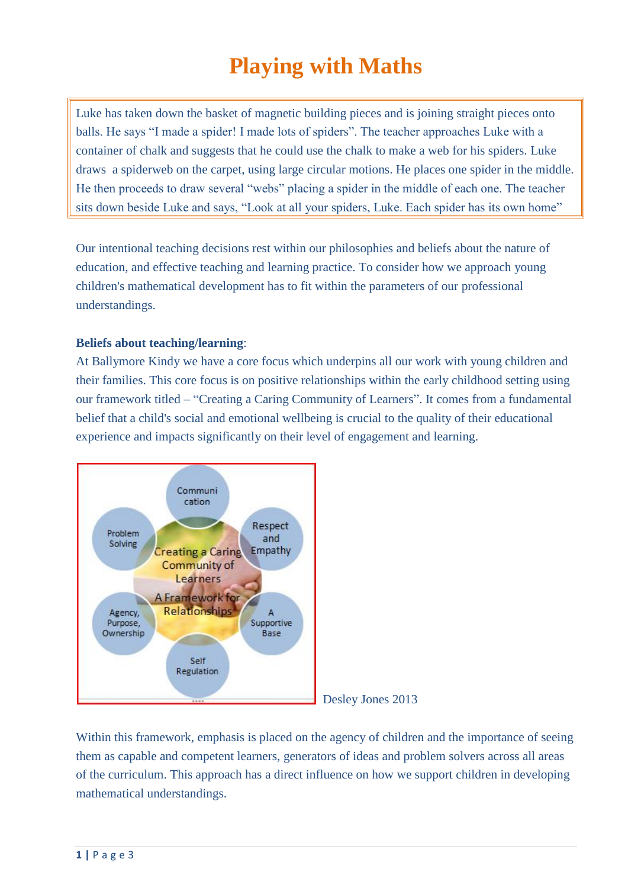# Playing with Maths

Luke has taken down the basket of magnetic building pieces and is joining straight pieces onto balls. He says "I made a spider! I made lots of spiders". The teacher approaches Luke with a container of chalk and suggests that he could use the chalk to make a web for his spiders. Luke draws a spiderweb on the carpet, using large circular motions. He places one spider in the middle. He then proceeds to draw several "webs" placing a spider in the middle of each one. The teacher sits down beside Luke and says, "Look at all your spiders, Luke. Each spider has its own home"

Our intentional teaching decisions rest within our philosophies and beliefs about the nature of education, and effective teaching and learning practice. To consider how we approach young children's mathematical development has to fit within the parameters of our professional understandings.

**Beliefs about teaching/learning**:
At Ballymore Kindy we have a core focus which underpins all our work with young children and their families. This core focus is on positive relationships within the early childhood setting using our framework titled – "Creating a Caring Community of Learners". It comes from a fundamental belief that a child's social and emotional wellbeing is crucial to the quality of their educational experience and impacts significantly on their level of engagement and learning.

Creating a Caring Community of Learners – A Framework for Relationships: Communication; Respect and Empathy; A Supportive Base; Self Regulation; Agency, Purpose, Ownership; Problem Solving

Desley Jones 2013

Within this framework, emphasis is placed on the agency of children and the importance of seeing them as capable and competent learners, generators of ideas and problem solvers across all areas of the curriculum. This approach has a direct influence on how we support children in developing mathematical understandings.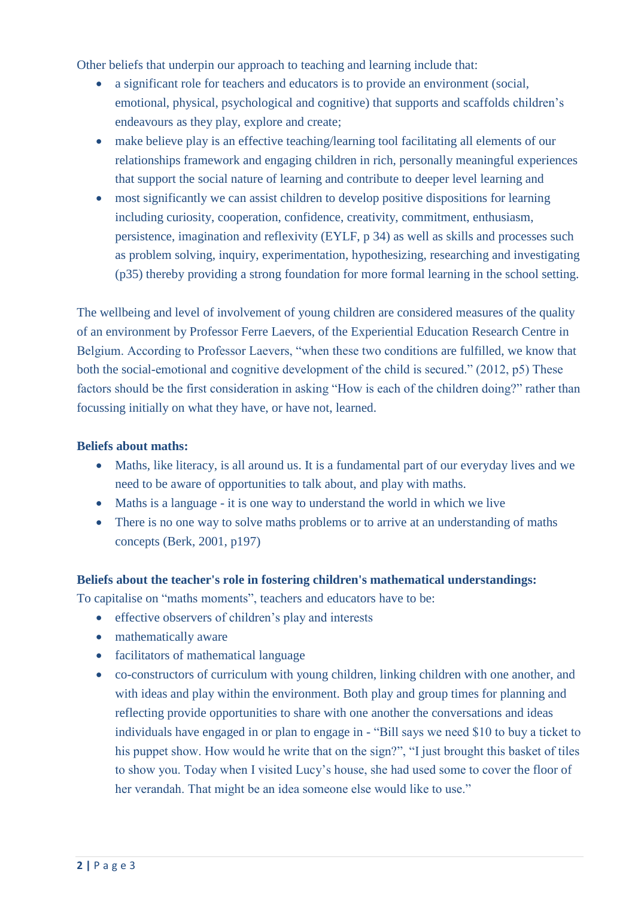Other beliefs that underpin our approach to teaching and learning include that:

- a significant role for teachers and educators is to provide an environment (social, emotional, physical, psychological and cognitive) that supports and scaffolds children's endeavours as they play, explore and create;
- make believe play is an effective teaching/learning tool facilitating all elements of our relationships framework and engaging children in rich, personally meaningful experiences that support the social nature of learning and contribute to deeper level learning and
- most significantly we can assist children to develop positive dispositions for learning including curiosity, cooperation, confidence, creativity, commitment, enthusiasm, persistence, imagination and reflexivity (EYLF, p 34) as well as skills and processes such as problem solving, inquiry, experimentation, hypothesizing, researching and investigating (p35) thereby providing a strong foundation for more formal learning in the school setting.

The wellbeing and level of involvement of young children are considered measures of the quality of an environment by Professor Ferre Laevers, of the Experiential Education Research Centre in Belgium. According to Professor Laevers, "when these two conditions are fulfilled, we know that both the social-emotional and cognitive development of the child is secured." (2012, p5) These factors should be the first consideration in asking "How is each of the children doing?" rather than focussing initially on what they have, or have not, learned.

**Beliefs about maths:**

- Maths, like literacy, is all around us. It is a fundamental part of our everyday lives and we need to be aware of opportunities to talk about, and play with maths.
- Maths is a language - it is one way to understand the world in which we live
- There is no one way to solve maths problems or to arrive at an understanding of maths concepts (Berk, 2001, p197)

**Beliefs about the teacher's role in fostering children's mathematical understandings:**

To capitalise on "maths moments", teachers and educators have to be:

- effective observers of children's play and interests
- mathematically aware
- facilitators of mathematical language
- co-constructors of curriculum with young children, linking children with one another, and with ideas and play within the environment. Both play and group times for planning and reflecting provide opportunities to share with one another the conversations and ideas individuals have engaged in or plan to engage in - "Bill says we need $10 to buy a ticket to his puppet show. How would he write that on the sign?", "I just brought this basket of tiles to show you. Today when I visited Lucy's house, she had used some to cover the floor of her verandah. That might be an idea someone else would like to use."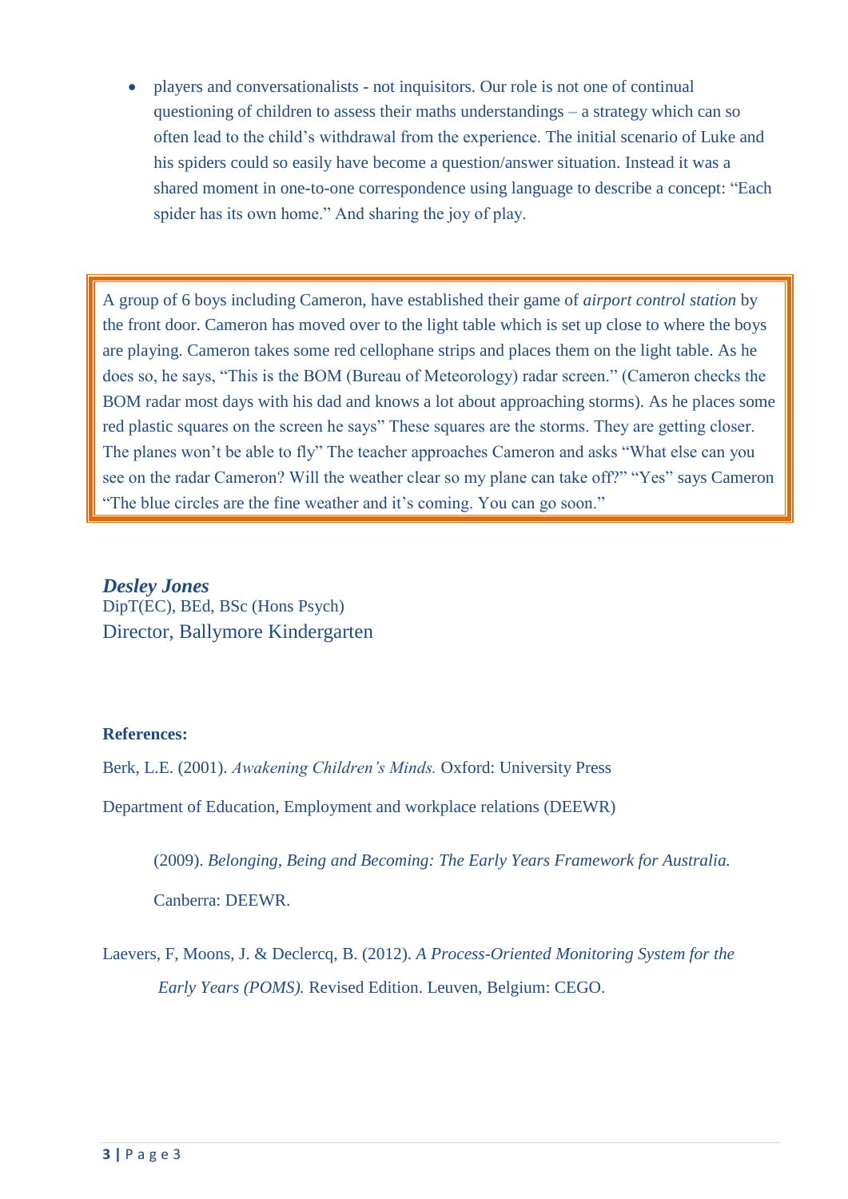- players and conversationalists - not inquisitors. Our role is not one of continual questioning of children to assess their maths understandings – a strategy which can so often lead to the child's withdrawal from the experience. The initial scenario of Luke and his spiders could so easily have become a question/answer situation. Instead it was a shared moment in one-to-one correspondence using language to describe a concept: "Each spider has its own home." And sharing the joy of play.

> A group of 6 boys including Cameron, have established their game of *airport control station* by the front door. Cameron has moved over to the light table which is set up close to where the boys are playing. Cameron takes some red cellophane strips and places them on the light table. As he does so, he says, "This is the BOM (Bureau of Meteorology) radar screen." (Cameron checks the BOM radar most days with his dad and knows a lot about approaching storms). As he places some red plastic squares on the screen he says" These squares are the storms. They are getting closer. The planes won't be able to fly" The teacher approaches Cameron and asks "What else can you see on the radar Cameron? Will the weather clear so my plane can take off?" "Yes" says Cameron "The blue circles are the fine weather and it's coming. You can go soon."

***Desley Jones***
DipT(EC), BEd, BSc (Hons Psych)
Director, Ballymore Kindergarten

**References:**

Berk, L.E. (2001). *Awakening Children's Minds.* Oxford: University Press

Department of Education, Employment and workplace relations (DEEWR) (2009). *Belonging, Being and Becoming: The Early Years Framework for Australia.* Canberra: DEEWR.

Laevers, F, Moons, J. & Declercq, B. (2012). *A Process-Oriented Monitoring System for the Early Years (POMS).* Revised Edition. Leuven, Belgium: CEGO.